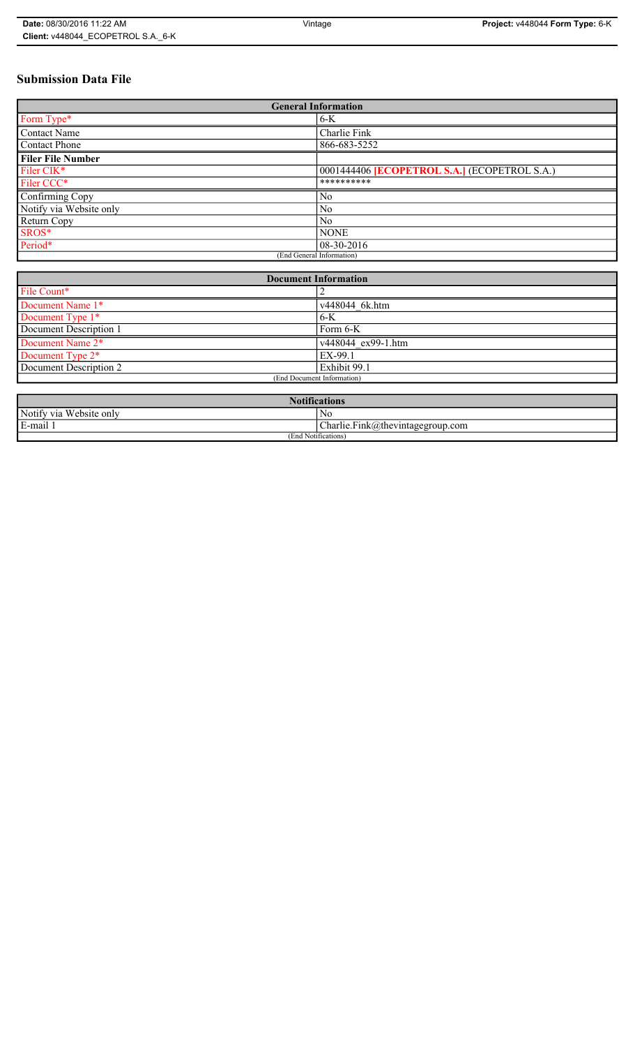# Submission Data File

| General Information | |
|---|---|
| Form Type* | 6-K |
| Contact Name | Charlie Fink |
| Contact Phone | 866-683-5252 |
| **Filer File Number** | |
| Filer CIK* | 0001444406 **[ECOPETROL S.A.]** (ECOPETROL S.A.) |
| Filer CCC* | ********** |
| Confirming Copy | No |
| Notify via Website only | No |
| Return Copy | No |
| SROS* | NONE |
| Period* | 08-30-2016 |
| (End General Information) | |

| Document Information | |
|---|---|
| File Count* | 2 |
| Document Name 1* | v448044_6k.htm |
| Document Type 1* | 6-K |
| Document Description 1 | Form 6-K |
| Document Name 2* | v448044_ex99-1.htm |
| Document Type 2* | EX-99.1 |
| Document Description 2 | Exhibit 99.1 |
| (End Document Information) | |

| Notifications | |
|---|---|
| Notify via Website only | No |
| E-mail 1 | Charlie.Fink@thevintagegroup.com |
| (End Notifications) | |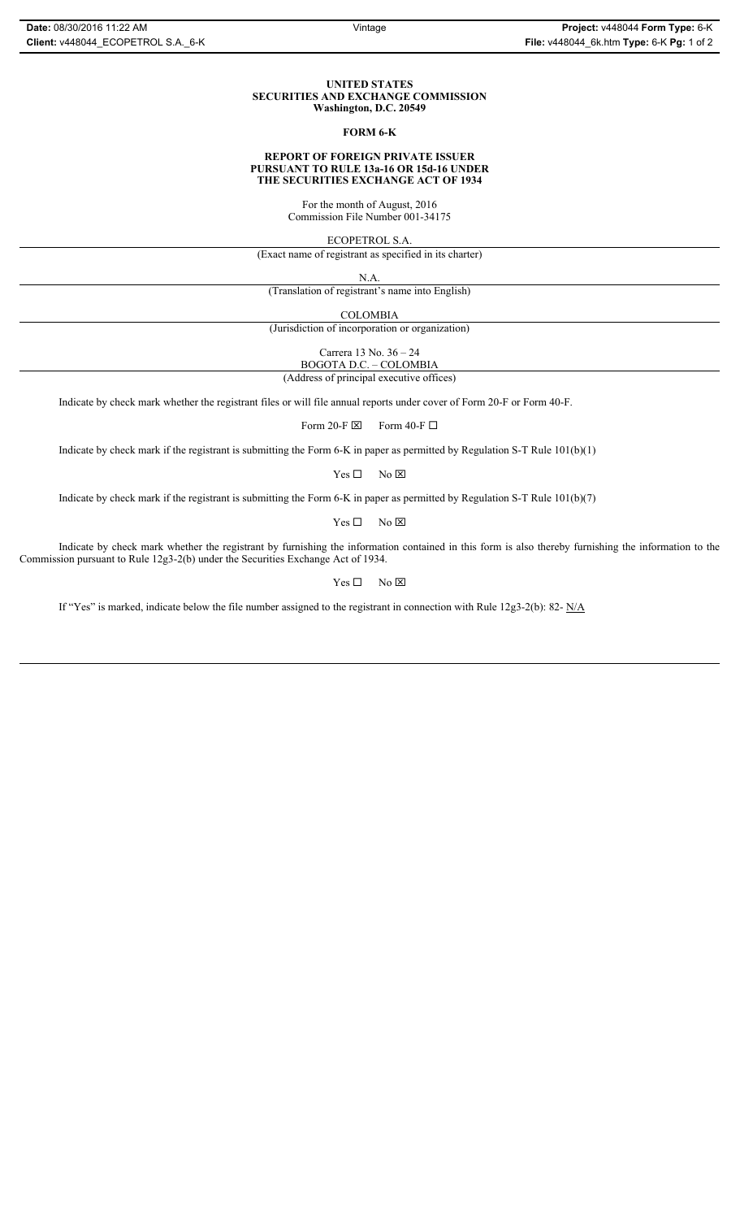**UNITED STATES**
**SECURITIES AND EXCHANGE COMMISSION**
**Washington, D.C. 20549**

**FORM 6-K**

**REPORT OF FOREIGN PRIVATE ISSUER**
**PURSUANT TO RULE 13a-16 OR 15d-16 UNDER**
**THE SECURITIES EXCHANGE ACT OF 1934**

For the month of August, 2016
Commission File Number 001-34175

ECOPETROL S.A.
(Exact name of registrant as specified in its charter)

N.A.
(Translation of registrant's name into English)

COLOMBIA
(Jurisdiction of incorporation or organization)

Carrera 13 No. 36 – 24
BOGOTA D.C. – COLOMBIA
(Address of principal executive offices)

Indicate by check mark whether the registrant files or will file annual reports under cover of Form 20-F or Form 40-F.

Form 20-F ☒ Form 40-F ☐

Indicate by check mark if the registrant is submitting the Form 6-K in paper as permitted by Regulation S-T Rule 101(b)(1)

Yes ☐ No ☒

Indicate by check mark if the registrant is submitting the Form 6-K in paper as permitted by Regulation S-T Rule 101(b)(7)

Yes ☐ No ☒

Indicate by check mark whether the registrant by furnishing the information contained in this form is also thereby furnishing the information to the Commission pursuant to Rule 12g3-2(b) under the Securities Exchange Act of 1934.

Yes ☐ No ☒

If "Yes" is marked, indicate below the file number assigned to the registrant in connection with Rule 12g3-2(b): 82- N/A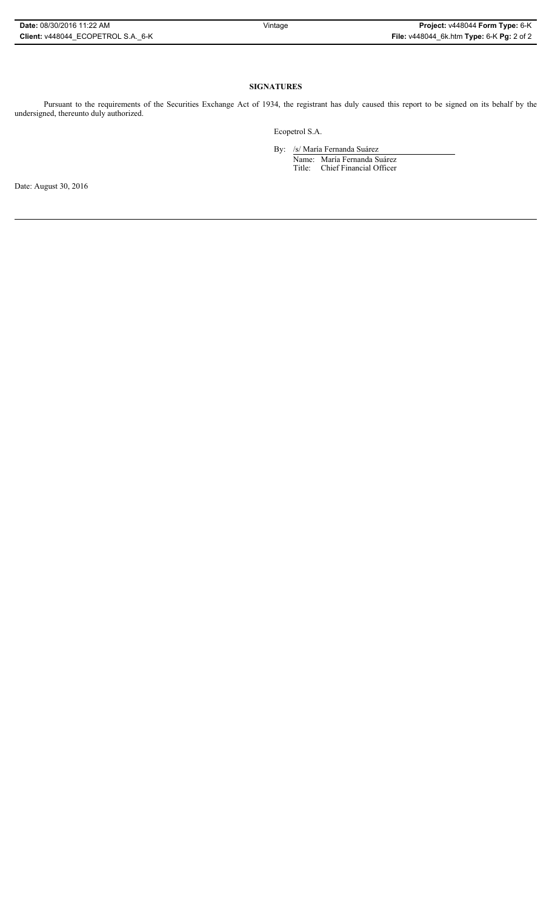**SIGNATURES**

Pursuant to the requirements of the Securities Exchange Act of 1934, the registrant has duly caused this report to be signed on its behalf by the undersigned, thereunto duly authorized.

Ecopetrol S.A.

By: /s/ María Fernanda Suárez

Name: María Fernanda Suárez

Title: Chief Financial Officer

Date: August 30, 2016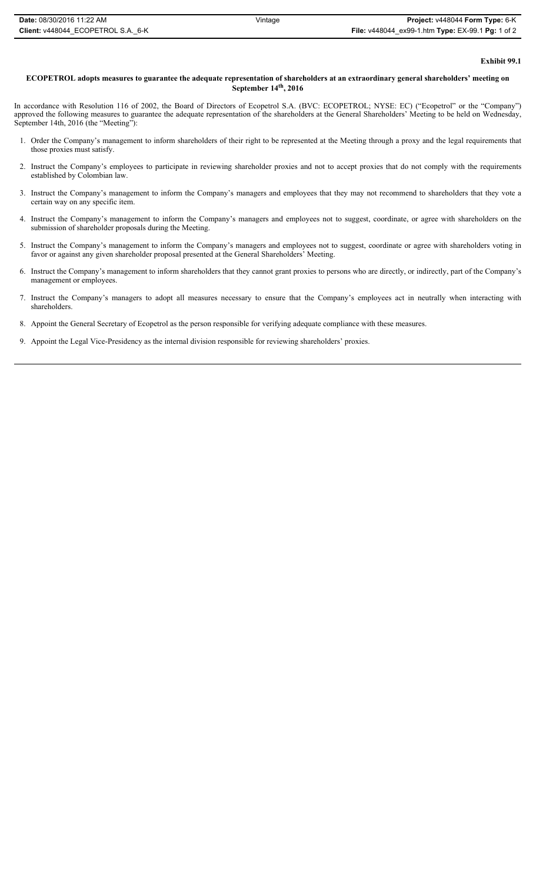**Exhibit 99.1**

**ECOPETROL adopts measures to guarantee the adequate representation of shareholders at an extraordinary general shareholders' meeting on September 14th, 2016**

In accordance with Resolution 116 of 2002, the Board of Directors of Ecopetrol S.A. (BVC: ECOPETROL; NYSE: EC) ("Ecopetrol" or the "Company") approved the following measures to guarantee the adequate representation of the shareholders at the General Shareholders' Meeting to be held on Wednesday, September 14th, 2016 (the "Meeting"):

1. Order the Company's management to inform shareholders of their right to be represented at the Meeting through a proxy and the legal requirements that those proxies must satisfy.
2. Instruct the Company's employees to participate in reviewing shareholder proxies and not to accept proxies that do not comply with the requirements established by Colombian law.
3. Instruct the Company's management to inform the Company's managers and employees that they may not recommend to shareholders that they vote a certain way on any specific item.
4. Instruct the Company's management to inform the Company's managers and employees not to suggest, coordinate, or agree with shareholders on the submission of shareholder proposals during the Meeting.
5. Instruct the Company's management to inform the Company's managers and employees not to suggest, coordinate or agree with shareholders voting in favor or against any given shareholder proposal presented at the General Shareholders' Meeting.
6. Instruct the Company's management to inform shareholders that they cannot grant proxies to persons who are directly, or indirectly, part of the Company's management or employees.
7. Instruct the Company's managers to adopt all measures necessary to ensure that the Company's employees act in neutrally when interacting with shareholders.
8. Appoint the General Secretary of Ecopetrol as the person responsible for verifying adequate compliance with these measures.
9. Appoint the Legal Vice-Presidency as the internal division responsible for reviewing shareholders' proxies.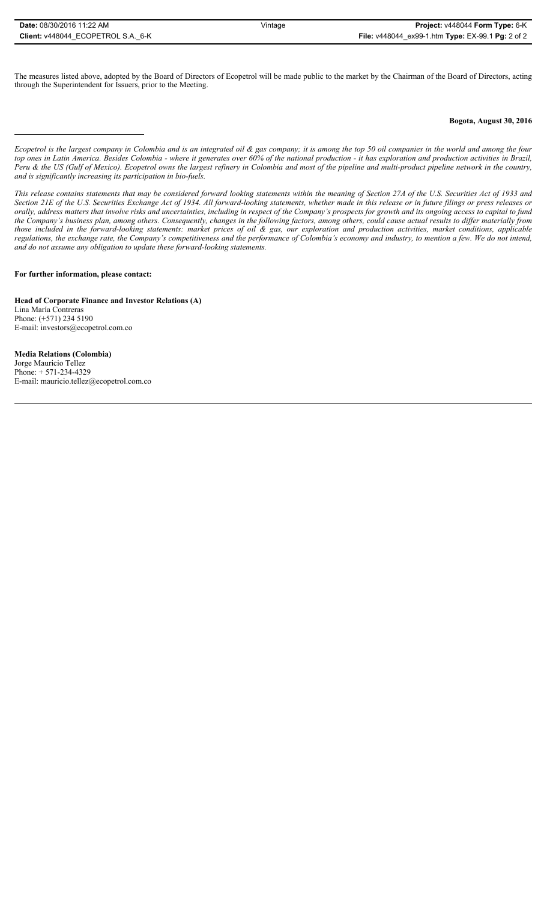The measures listed above, adopted by the Board of Directors of Ecopetrol will be made public to the market by the Chairman of the Board of Directors, acting through the Superintendent for Issuers, prior to the Meeting.

**Bogota, August 30, 2016**

---

*Ecopetrol is the largest company in Colombia and is an integrated oil & gas company; it is among the top 50 oil companies in the world and among the four top ones in Latin America. Besides Colombia - where it generates over 60% of the national production - it has exploration and production activities in Brazil, Peru & the US (Gulf of Mexico). Ecopetrol owns the largest refinery in Colombia and most of the pipeline and multi-product pipeline network in the country, and is significantly increasing its participation in bio-fuels.*

*This release contains statements that may be considered forward looking statements within the meaning of Section 27A of the U.S. Securities Act of 1933 and Section 21E of the U.S. Securities Exchange Act of 1934. All forward-looking statements, whether made in this release or in future filings or press releases or orally, address matters that involve risks and uncertainties, including in respect of the Company's prospects for growth and its ongoing access to capital to fund the Company's business plan, among others. Consequently, changes in the following factors, among others, could cause actual results to differ materially from those included in the forward-looking statements: market prices of oil & gas, our exploration and production activities, market conditions, applicable regulations, the exchange rate, the Company's competitiveness and the performance of Colombia's economy and industry, to mention a few. We do not intend, and do not assume any obligation to update these forward-looking statements.*

**For further information, please contact:**

**Head of Corporate Finance and Investor Relations (A)**
Lina María Contreras
Phone: (+571) 234 5190
E-mail: investors@ecopetrol.com.co

**Media Relations (Colombia)**
Jorge Mauricio Tellez
Phone: + 571-234-4329
E-mail: mauricio.tellez@ecopetrol.com.co